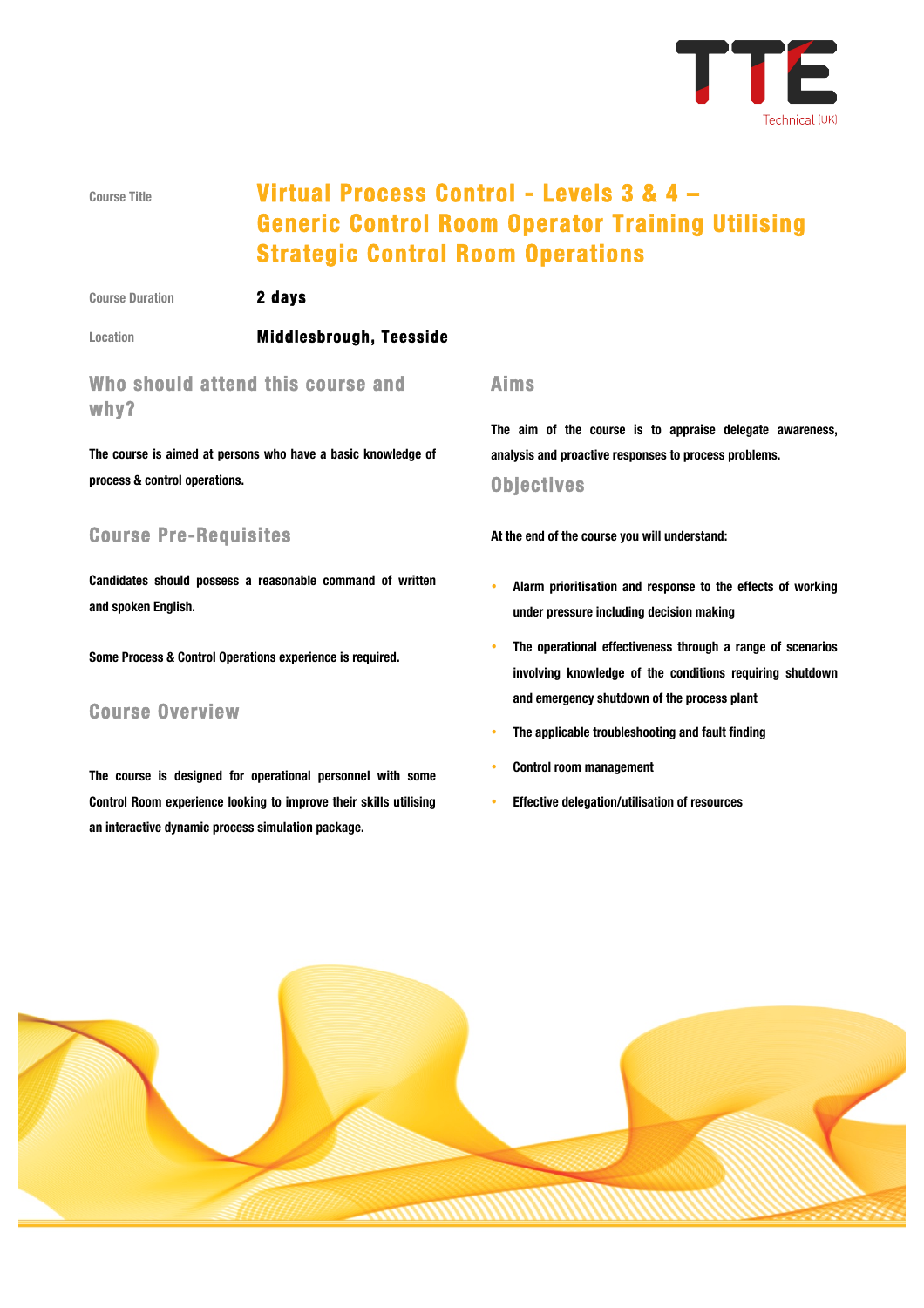| | |
|---|---|
| Course Title | **Virtual Process Control - Levels 3 & 4 – Generic Control Room Operator Training Utilising Strategic Control Room Operations** |
| Course Duration | **2 days** |
| Location | **Middlesbrough, Teesside** |

## Who should attend this course and why?

The course is aimed at persons who have a basic knowledge of process & control operations.

## Course Pre-Requisites

Candidates should possess a reasonable command of written and spoken English.

Some Process & Control Operations experience is required.

## Course Overview

The course is designed for operational personnel with some Control Room experience looking to improve their skills utilising an interactive dynamic process simulation package.

## Aims

The aim of the course is to appraise delegate awareness, analysis and proactive responses to process problems.

## Objectives

At the end of the course you will understand:

- Alarm prioritisation and response to the effects of working under pressure including decision making
- The operational effectiveness through a range of scenarios involving knowledge of the conditions requiring shutdown and emergency shutdown of the process plant
- The applicable troubleshooting and fault finding
- Control room management
- Effective delegation/utilisation of resources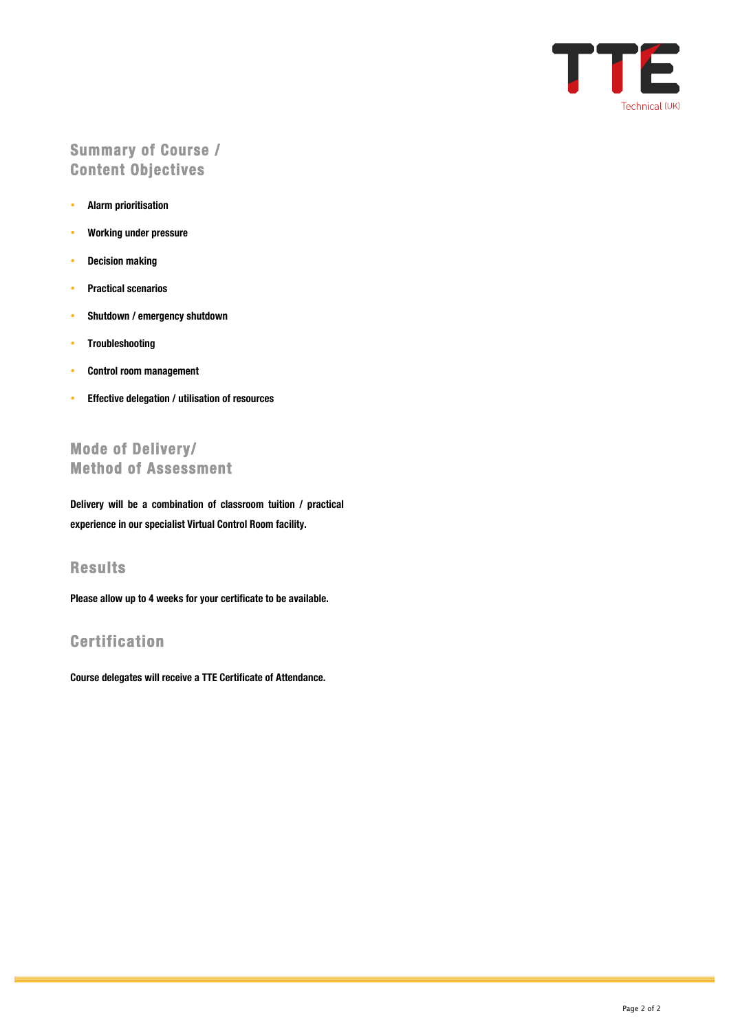## Summary of Course / Content Objectives

- **Alarm prioritisation**
- **Working under pressure**
- **Decision making**
- **Practical scenarios**
- **Shutdown / emergency shutdown**
- **Troubleshooting**
- **Control room management**
- **Effective delegation / utilisation of resources**

## Mode of Delivery/ Method of Assessment

**Delivery will be a combination of classroom tuition / practical experience in our specialist Virtual Control Room facility.**

## Results

**Please allow up to 4 weeks for your certificate to be available.**

## Certification

**Course delegates will receive a TTE Certificate of Attendance.**